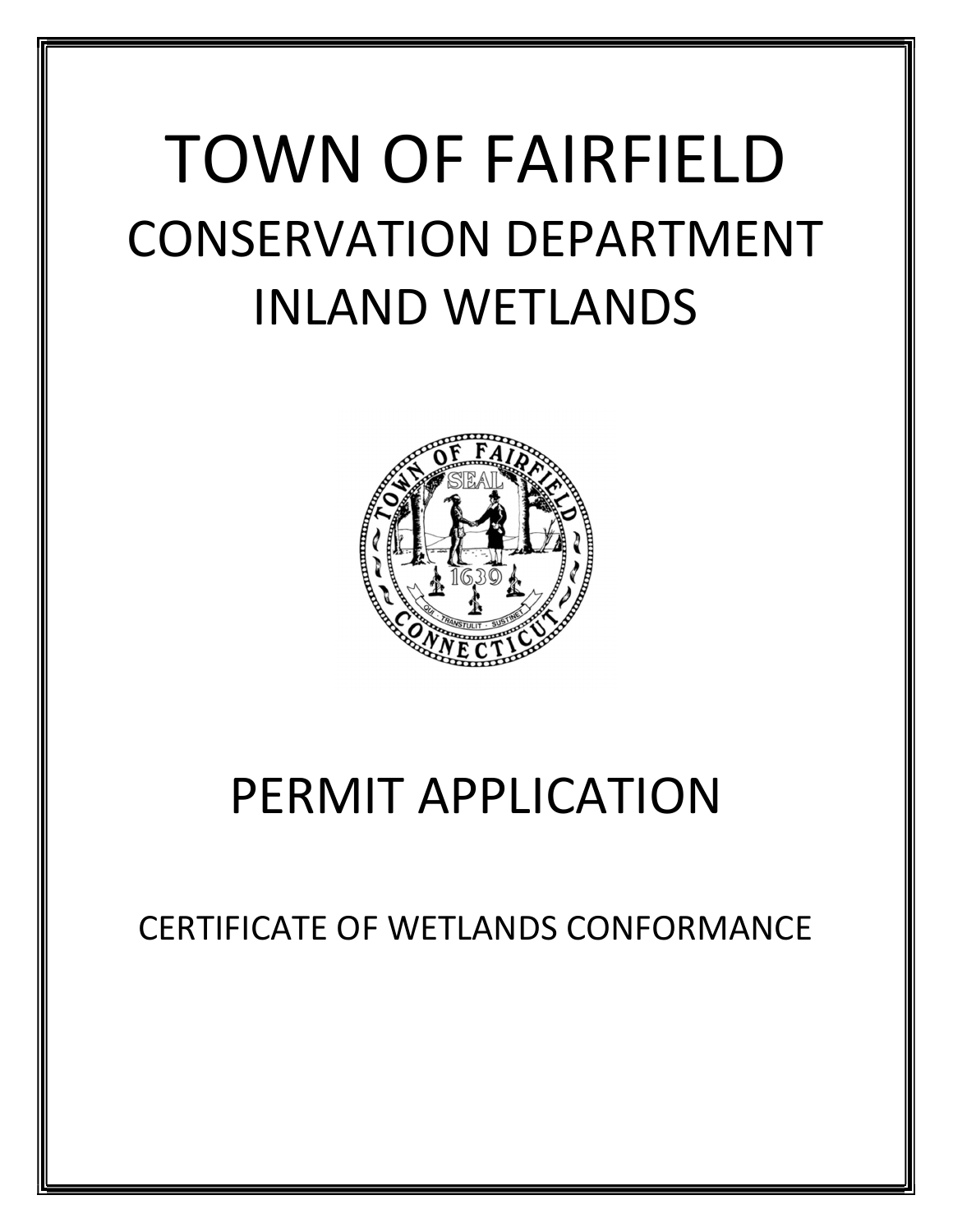# TOWN OF FAIRFIELD

## CONSERVATION DEPARTMENT

## INLAND WETLANDS

# PERMIT APPLICATION

## CERTIFICATE OF WETLANDS CONFORMANCE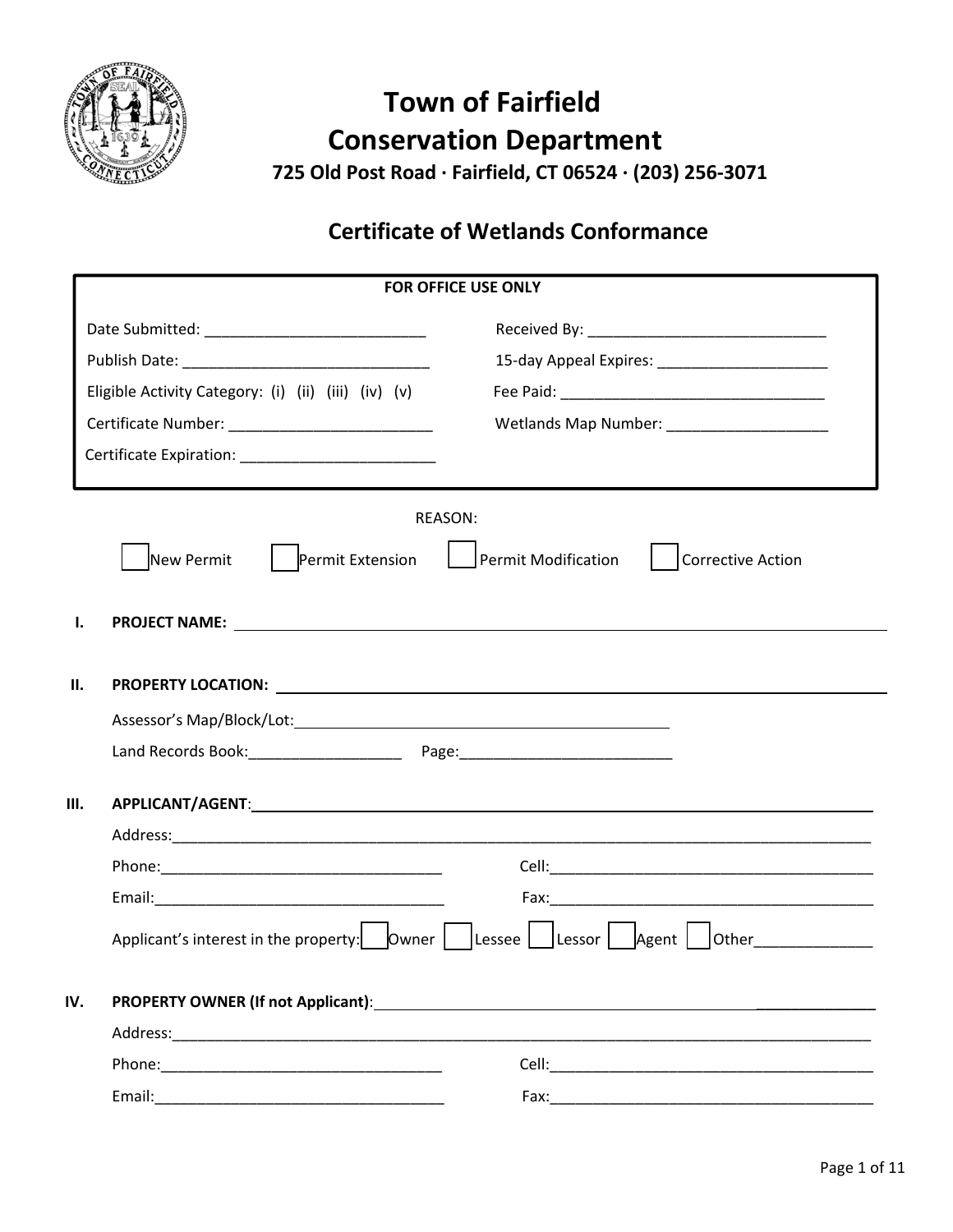# Town of Fairfield
# Conservation Department

**725 Old Post Road · Fairfield, CT 06524 · (203) 256-3071**

## Certificate of Wetlands Conformance

**FOR OFFICE USE ONLY**

| | |
|---|---|
| Date Submitted: ___________________________ | Received By: _____________________________ |
| Publish Date: ______________________________ | 15-day Appeal Expires: _____________________ |
| Eligible Activity Category: (i) (ii) (iii) (iv) (v) | Fee Paid: ________________________________ |
| Certificate Number: _________________________ | Wetlands Map Number: ___________________ |
| Certificate Expiration: ________________________ | |

REASON:

☐ New Permit ☐ Permit Extension ☐ Permit Modification ☐ Corrective Action

**I. PROJECT NAME:** ______________________________________________

**II. PROPERTY LOCATION:** ______________________________________________

Assessor's Map/Block/Lot: ______________________________________________

Land Records Book: ___________________ Page: __________________________

**III. APPLICANT/AGENT**: ______________________________________________

Address: ______________________________________________

Phone: __________________________________ Cell: ________________________________________

Email: ___________________________________ Fax: ________________________________________

Applicant's interest in the property: ☐ Owner ☐ Lessee ☐ Lessor ☐ Agent ☐ Other______________

**IV. PROPERTY OWNER (If not Applicant)**: ______________________________________________

Address: ______________________________________________

Phone: __________________________________ Cell: ________________________________________

Email: ___________________________________ Fax: ________________________________________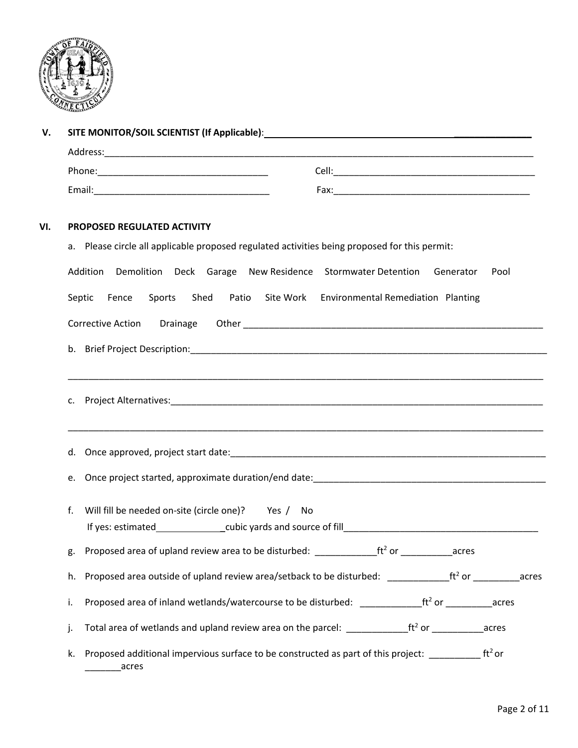## V. SITE MONITOR/SOIL SCIENTIST (If Applicable): ______________________________

Address:______________________________________________________________________________

Phone:________________________________ Cell:_______________________________________

Email:________________________________ Fax:________________________________________

## VI. PROPOSED REGULATED ACTIVITY

a. Please circle all applicable proposed regulated activities being proposed for this permit:

Addition   Demolition   Deck   Garage   New Residence   Stormwater Detention   Generator   Pool

Septic   Fence   Sports   Shed   Patio   Site Work   Environmental Remediation   Planting

Corrective Action   Drainage   Other ___________________________________________________

b. Brief Project Description:______________________________________________________________

______________________________________________________________________________________

c. Project Alternatives:__________________________________________________________________

______________________________________________________________________________________

d. Once approved, project start date:______________________________________________________

e. Once project started, approximate duration/end date:_____________________________________

f. Will fill be needed on-site (circle one)? Yes / No
   If yes: estimated_____________cubic yards and source of fill_______________________________

g. Proposed area of upland review area to be disturbed: ____________$ft^2$ or __________acres

h. Proposed area outside of upland review area/setback to be disturbed: ____________$ft^2$ or _________acres

i. Proposed area of inland wetlands/watercourse to be disturbed: ____________$ft^2$ or _________acres

j. Total area of wetlands and upland review area on the parcel: ____________$ft^2$ or __________acres

k. Proposed additional impervious surface to be constructed as part of this project: __________ $ft^2$ or _______acres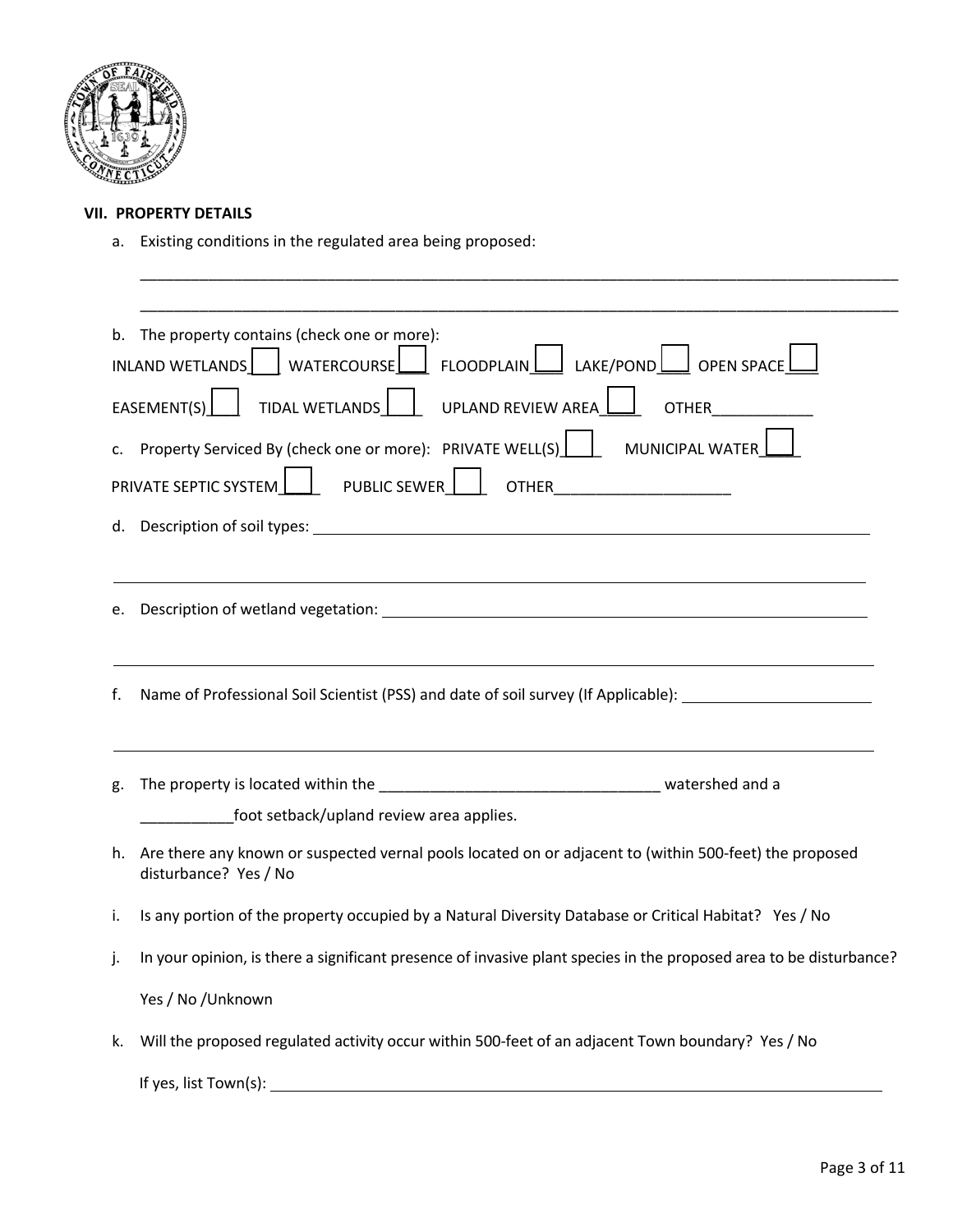### VII. PROPERTY DETAILS

a. Existing conditions in the regulated area being proposed:

_______________________________________________________________________________________

_______________________________________________________________________________________

b. The property contains (check one or more):

INLAND WETLANDS ☐ WATERCOURSE ☐ FLOODPLAIN ☐ LAKE/POND ☐ OPEN SPACE ☐

EASEMENT(S) ☐ TIDAL WETLANDS ☐ UPLAND REVIEW AREA ☐ OTHER____________

c. Property Serviced By (check one or more): PRIVATE WELL(S) ☐ MUNICIPAL WATER ☐

PRIVATE SEPTIC SYSTEM ☐ PUBLIC SEWER ☐ OTHER_____________________

d. Description of soil types: _______________________________________________

_______________________________________________________________________________________

e. Description of wetland vegetation: _______________________________________________

_______________________________________________________________________________________

f. Name of Professional Soil Scientist (PSS) and date of soil survey (If Applicable): ______________________

_______________________________________________________________________________________

g. The property is located within the _________________________________ watershed and a ___________foot setback/upland review area applies.

h. Are there any known or suspected vernal pools located on or adjacent to (within 500-feet) the proposed disturbance? Yes / No

i. Is any portion of the property occupied by a Natural Diversity Database or Critical Habitat? Yes / No

j. In your opinion, is there a significant presence of invasive plant species in the proposed area to be disturbance?

Yes / No /Unknown

k. Will the proposed regulated activity occur within 500-feet of an adjacent Town boundary? Yes / No

If yes, list Town(s): _______________________________________________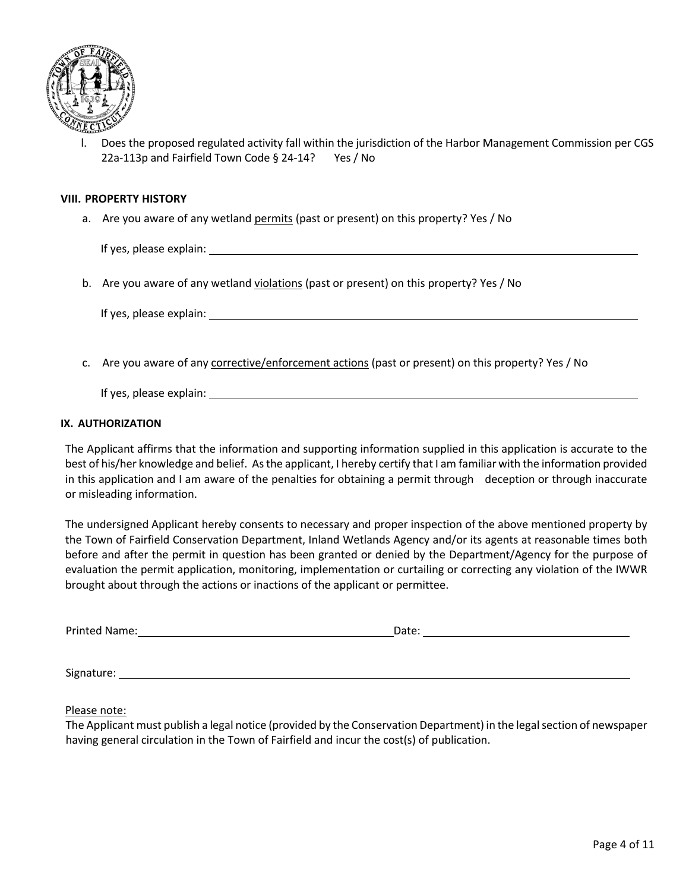l. Does the proposed regulated activity fall within the jurisdiction of the Harbor Management Commission per CGS 22a-113p and Fairfield Town Code § 24-14? Yes / No

**VIII. PROPERTY HISTORY**

a. Are you aware of any wetland <u>permits</u> (past or present) on this property? Yes / No

If yes, please explain: ______________________________________________

b. Are you aware of any wetland <u>violations</u> (past or present) on this property? Yes / No

If yes, please explain: ______________________________________________

c. Are you aware of any <u>corrective/enforcement actions</u> (past or present) on this property? Yes / No

If yes, please explain: ______________________________________________

**IX. AUTHORIZATION**

The Applicant affirms that the information and supporting information supplied in this application is accurate to the best of his/her knowledge and belief. As the applicant, I hereby certify that I am familiar with the information provided in this application and I am aware of the penalties for obtaining a permit through deception or through inaccurate or misleading information.

The undersigned Applicant hereby consents to necessary and proper inspection of the above mentioned property by the Town of Fairfield Conservation Department, Inland Wetlands Agency and/or its agents at reasonable times both before and after the permit in question has been granted or denied by the Department/Agency for the purpose of evaluation the permit application, monitoring, implementation or curtailing or correcting any violation of the IWWR brought about through the actions or inactions of the applicant or permittee.

Printed Name: ______________________________ Date: ______________________________

Signature: ______________________________________________

<u>Please note:</u>
The Applicant must publish a legal notice (provided by the Conservation Department) in the legal section of newspaper having general circulation in the Town of Fairfield and incur the cost(s) of publication.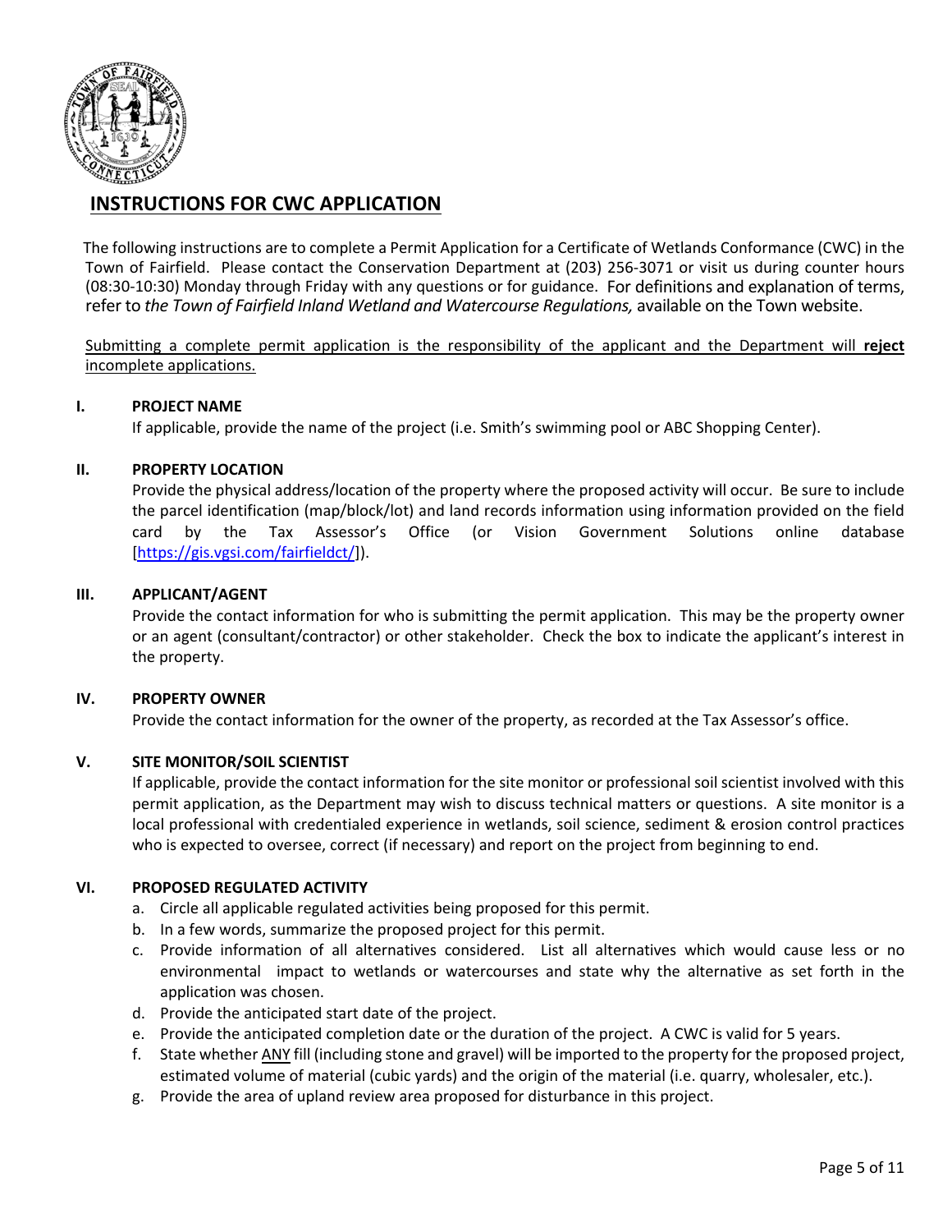# INSTRUCTIONS FOR CWC APPLICATION

The following instructions are to complete a Permit Application for a Certificate of Wetlands Conformance (CWC) in the Town of Fairfield. Please contact the Conservation Department at (203) 256-3071 or visit us during counter hours (08:30-10:30) Monday through Friday with any questions or for guidance. For definitions and explanation of terms, refer to *the Town of Fairfield Inland Wetland and Watercourse Regulations,* available on the Town website.

Submitting a complete permit application is the responsibility of the applicant and the Department will **reject** incomplete applications.

**I. PROJECT NAME**

If applicable, provide the name of the project (i.e. Smith's swimming pool or ABC Shopping Center).

**II. PROPERTY LOCATION**

Provide the physical address/location of the property where the proposed activity will occur. Be sure to include the parcel identification (map/block/lot) and land records information using information provided on the field card by the Tax Assessor's Office (or Vision Government Solutions online database [https://gis.vgsi.com/fairfieldct/]).

**III. APPLICANT/AGENT**

Provide the contact information for who is submitting the permit application. This may be the property owner or an agent (consultant/contractor) or other stakeholder. Check the box to indicate the applicant's interest in the property.

**IV. PROPERTY OWNER**

Provide the contact information for the owner of the property, as recorded at the Tax Assessor's office.

**V. SITE MONITOR/SOIL SCIENTIST**

If applicable, provide the contact information for the site monitor or professional soil scientist involved with this permit application, as the Department may wish to discuss technical matters or questions. A site monitor is a local professional with credentialed experience in wetlands, soil science, sediment & erosion control practices who is expected to oversee, correct (if necessary) and report on the project from beginning to end.

**VI. PROPOSED REGULATED ACTIVITY**

a. Circle all applicable regulated activities being proposed for this permit.
b. In a few words, summarize the proposed project for this permit.
c. Provide information of all alternatives considered. List all alternatives which would cause less or no environmental impact to wetlands or watercourses and state why the alternative as set forth in the application was chosen.
d. Provide the anticipated start date of the project.
e. Provide the anticipated completion date or the duration of the project. A CWC is valid for 5 years.
f. State whether ANY fill (including stone and gravel) will be imported to the property for the proposed project, estimated volume of material (cubic yards) and the origin of the material (i.e. quarry, wholesaler, etc.).
g. Provide the area of upland review area proposed for disturbance in this project.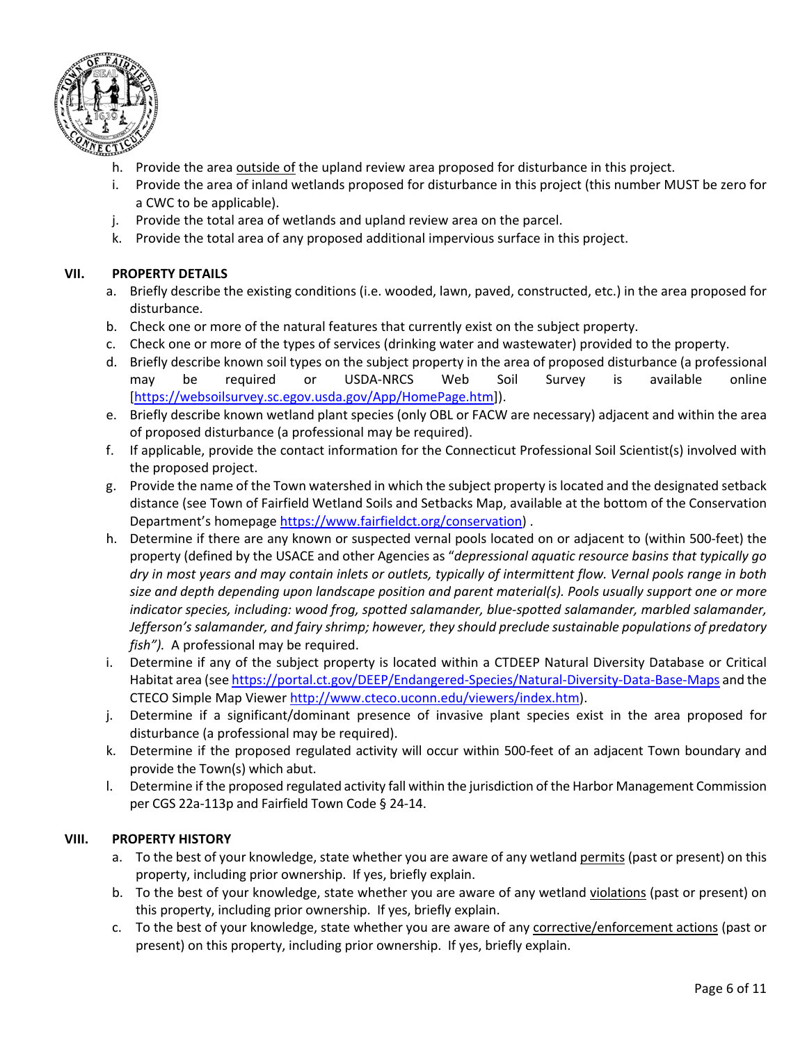h. Provide the area <u>outside of</u> the upland review area proposed for disturbance in this project.
i. Provide the area of inland wetlands proposed for disturbance in this project (this number MUST be zero for a CWC to be applicable).
j. Provide the total area of wetlands and upland review area on the parcel.
k. Provide the total area of any proposed additional impervious surface in this project.

## VII. PROPERTY DETAILS

a. Briefly describe the existing conditions (i.e. wooded, lawn, paved, constructed, etc.) in the area proposed for disturbance.
b. Check one or more of the natural features that currently exist on the subject property.
c. Check one or more of the types of services (drinking water and wastewater) provided to the property.
d. Briefly describe known soil types on the subject property in the area of proposed disturbance (a professional may be required or USDA-NRCS Web Soil Survey is available online [https://websoilsurvey.sc.egov.usda.gov/App/HomePage.htm]).
e. Briefly describe known wetland plant species (only OBL or FACW are necessary) adjacent and within the area of proposed disturbance (a professional may be required).
f. If applicable, provide the contact information for the Connecticut Professional Soil Scientist(s) involved with the proposed project.
g. Provide the name of the Town watershed in which the subject property is located and the designated setback distance (see Town of Fairfield Wetland Soils and Setbacks Map, available at the bottom of the Conservation Department's homepage https://www.fairfieldct.org/conservation) .
h. Determine if there are any known or suspected vernal pools located on or adjacent to (within 500-feet) the property (defined by the USACE and other Agencies as "*depressional aquatic resource basins that typically go dry in most years and may contain inlets or outlets, typically of intermittent flow. Vernal pools range in both size and depth depending upon landscape position and parent material(s). Pools usually support one or more indicator species, including: wood frog, spotted salamander, blue-spotted salamander, marbled salamander, Jefferson's salamander, and fairy shrimp; however, they should preclude sustainable populations of predatory fish")*. A professional may be required.
i. Determine if any of the subject property is located within a CTDEEP Natural Diversity Database or Critical Habitat area (see https://portal.ct.gov/DEEP/Endangered-Species/Natural-Diversity-Data-Base-Maps and the CTECO Simple Map Viewer http://www.cteco.uconn.edu/viewers/index.htm).
j. Determine if a significant/dominant presence of invasive plant species exist in the area proposed for disturbance (a professional may be required).
k. Determine if the proposed regulated activity will occur within 500-feet of an adjacent Town boundary and provide the Town(s) which abut.
l. Determine if the proposed regulated activity fall within the jurisdiction of the Harbor Management Commission per CGS 22a-113p and Fairfield Town Code § 24-14.

## VIII. PROPERTY HISTORY

a. To the best of your knowledge, state whether you are aware of any wetland <u>permits</u> (past or present) on this property, including prior ownership. If yes, briefly explain.
b. To the best of your knowledge, state whether you are aware of any wetland <u>violations</u> (past or present) on this property, including prior ownership. If yes, briefly explain.
c. To the best of your knowledge, state whether you are aware of any <u>corrective/enforcement actions</u> (past or present) on this property, including prior ownership. If yes, briefly explain.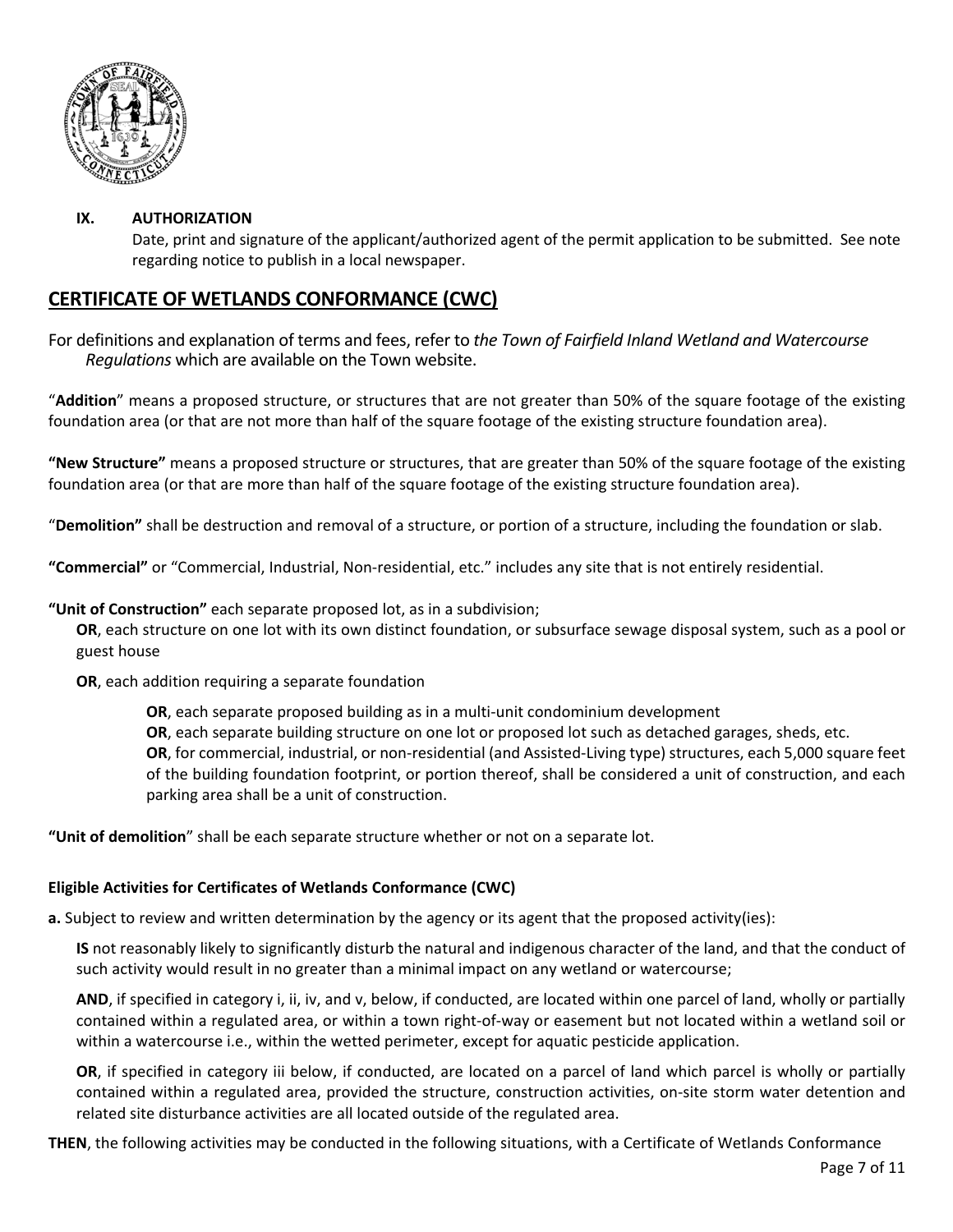**IX. AUTHORIZATION**

Date, print and signature of the applicant/authorized agent of the permit application to be submitted. See note regarding notice to publish in a local newspaper.

## CERTIFICATE OF WETLANDS CONFORMANCE (CWC)

For definitions and explanation of terms and fees, refer to *the Town of Fairfield Inland Wetland and Watercourse Regulations* which are available on the Town website.

"**Addition**" means a proposed structure, or structures that are not greater than 50% of the square footage of the existing foundation area (or that are not more than half of the square footage of the existing structure foundation area).

**"New Structure"** means a proposed structure or structures, that are greater than 50% of the square footage of the existing foundation area (or that are more than half of the square footage of the existing structure foundation area).

"**Demolition"** shall be destruction and removal of a structure, or portion of a structure, including the foundation or slab.

**"Commercial"** or "Commercial, Industrial, Non-residential, etc." includes any site that is not entirely residential.

**"Unit of Construction"** each separate proposed lot, as in a subdivision;

**OR**, each structure on one lot with its own distinct foundation, or subsurface sewage disposal system, such as a pool or guest house

**OR**, each addition requiring a separate foundation

**OR**, each separate proposed building as in a multi-unit condominium development

**OR**, each separate building structure on one lot or proposed lot such as detached garages, sheds, etc.

**OR**, for commercial, industrial, or non-residential (and Assisted-Living type) structures, each 5,000 square feet of the building foundation footprint, or portion thereof, shall be considered a unit of construction, and each parking area shall be a unit of construction.

**"Unit of demolition**" shall be each separate structure whether or not on a separate lot.

**Eligible Activities for Certificates of Wetlands Conformance (CWC)**

**a.** Subject to review and written determination by the agency or its agent that the proposed activity(ies):

**IS** not reasonably likely to significantly disturb the natural and indigenous character of the land, and that the conduct of such activity would result in no greater than a minimal impact on any wetland or watercourse;

**AND**, if specified in category i, ii, iv, and v, below, if conducted, are located within one parcel of land, wholly or partially contained within a regulated area, or within a town right-of-way or easement but not located within a wetland soil or within a watercourse i.e., within the wetted perimeter, except for aquatic pesticide application.

**OR**, if specified in category iii below, if conducted, are located on a parcel of land which parcel is wholly or partially contained within a regulated area, provided the structure, construction activities, on-site storm water detention and related site disturbance activities are all located outside of the regulated area.

**THEN**, the following activities may be conducted in the following situations, with a Certificate of Wetlands Conformance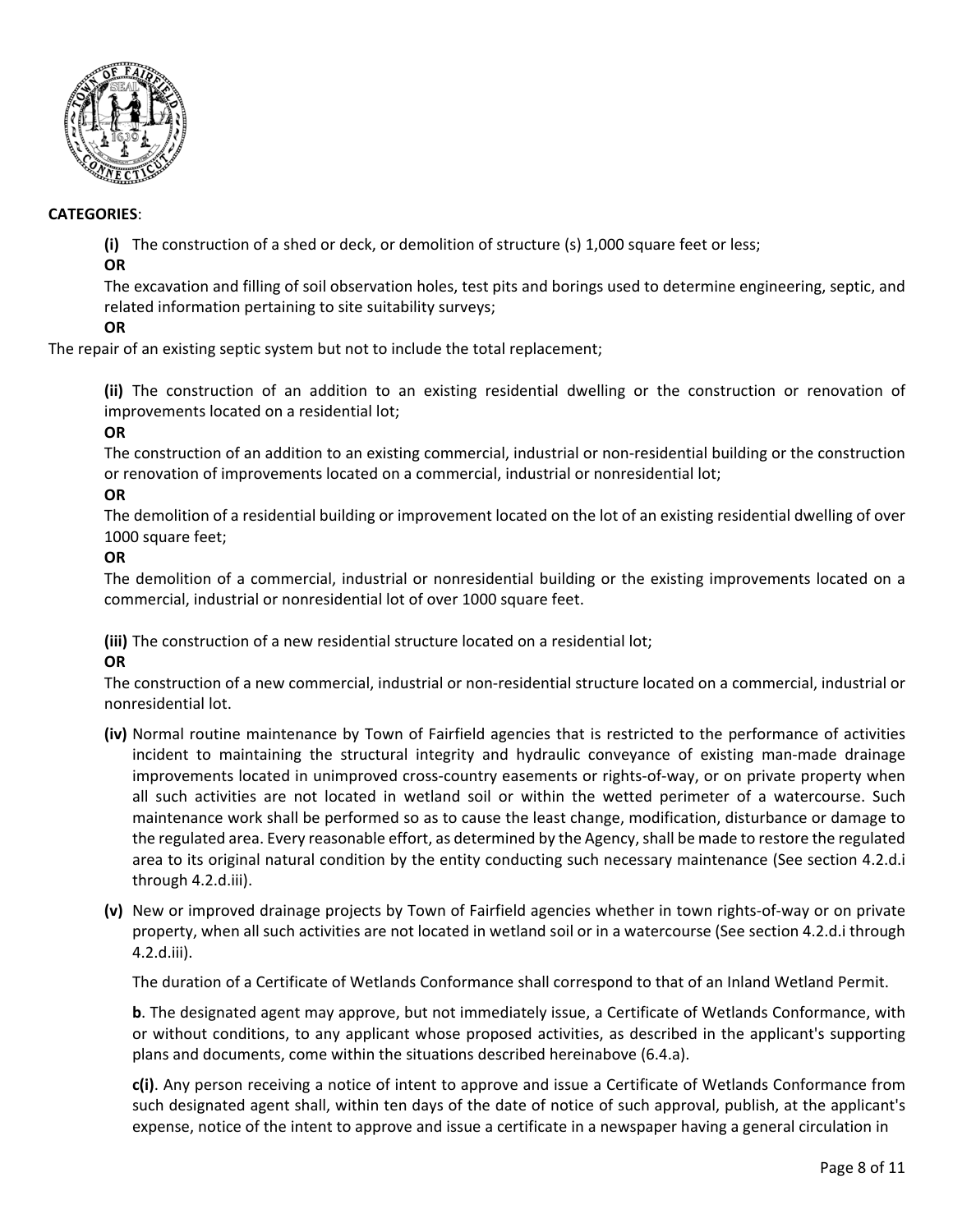**CATEGORIES**:

**(i)** The construction of a shed or deck, or demolition of structure (s) 1,000 square feet or less;

**OR**

The excavation and filling of soil observation holes, test pits and borings used to determine engineering, septic, and related information pertaining to site suitability surveys;

**OR**

The repair of an existing septic system but not to include the total replacement;

**(ii)** The construction of an addition to an existing residential dwelling or the construction or renovation of improvements located on a residential lot;

**OR**

The construction of an addition to an existing commercial, industrial or non-residential building or the construction or renovation of improvements located on a commercial, industrial or nonresidential lot;

**OR**

The demolition of a residential building or improvement located on the lot of an existing residential dwelling of over 1000 square feet;

**OR**

The demolition of a commercial, industrial or nonresidential building or the existing improvements located on a commercial, industrial or nonresidential lot of over 1000 square feet.

**(iii)** The construction of a new residential structure located on a residential lot;

**OR**

The construction of a new commercial, industrial or non-residential structure located on a commercial, industrial or nonresidential lot.

**(iv)** Normal routine maintenance by Town of Fairfield agencies that is restricted to the performance of activities incident to maintaining the structural integrity and hydraulic conveyance of existing man-made drainage improvements located in unimproved cross-country easements or rights-of-way, or on private property when all such activities are not located in wetland soil or within the wetted perimeter of a watercourse. Such maintenance work shall be performed so as to cause the least change, modification, disturbance or damage to the regulated area. Every reasonable effort, as determined by the Agency, shall be made to restore the regulated area to its original natural condition by the entity conducting such necessary maintenance (See section 4.2.d.i through 4.2.d.iii).

**(v)** New or improved drainage projects by Town of Fairfield agencies whether in town rights-of-way or on private property, when all such activities are not located in wetland soil or in a watercourse (See section 4.2.d.i through 4.2.d.iii).

The duration of a Certificate of Wetlands Conformance shall correspond to that of an Inland Wetland Permit.

**b**. The designated agent may approve, but not immediately issue, a Certificate of Wetlands Conformance, with or without conditions, to any applicant whose proposed activities, as described in the applicant's supporting plans and documents, come within the situations described hereinabove (6.4.a).

**c(i)**. Any person receiving a notice of intent to approve and issue a Certificate of Wetlands Conformance from such designated agent shall, within ten days of the date of notice of such approval, publish, at the applicant's expense, notice of the intent to approve and issue a certificate in a newspaper having a general circulation in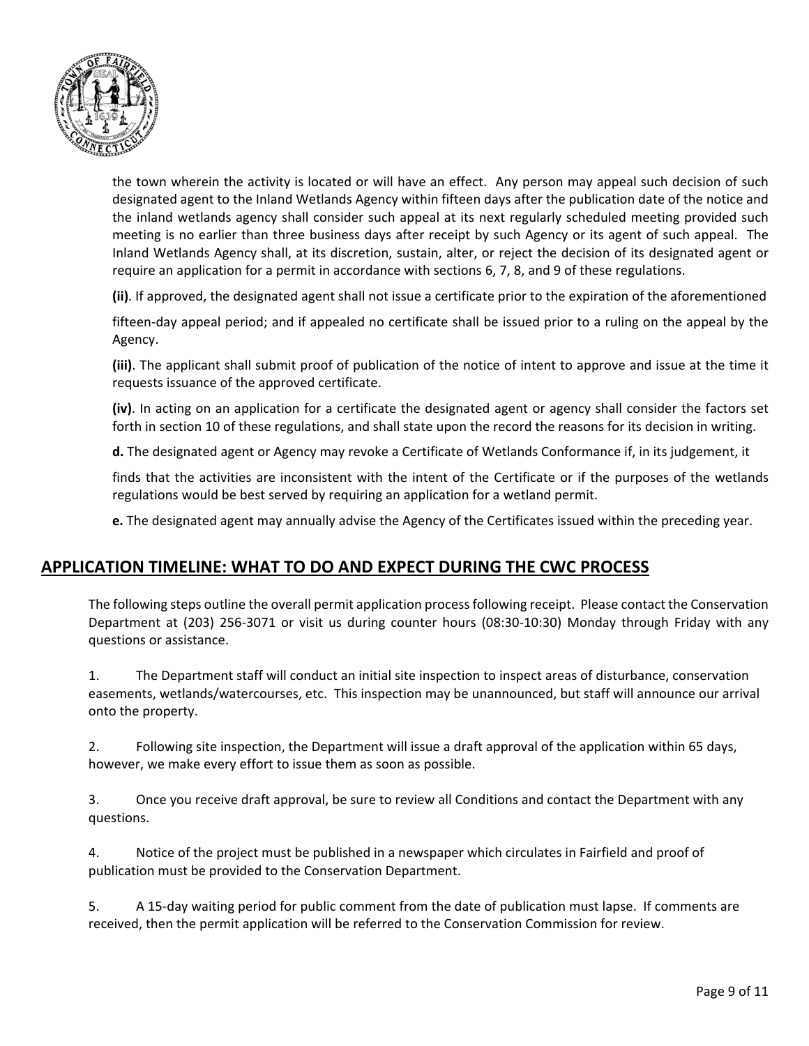the town wherein the activity is located or will have an effect. Any person may appeal such decision of such designated agent to the Inland Wetlands Agency within fifteen days after the publication date of the notice and the inland wetlands agency shall consider such appeal at its next regularly scheduled meeting provided such meeting is no earlier than three business days after receipt by such Agency or its agent of such appeal. The Inland Wetlands Agency shall, at its discretion, sustain, alter, or reject the decision of its designated agent or require an application for a permit in accordance with sections 6, 7, 8, and 9 of these regulations.

**(ii)**. If approved, the designated agent shall not issue a certificate prior to the expiration of the aforementioned fifteen-day appeal period; and if appealed no certificate shall be issued prior to a ruling on the appeal by the Agency.

**(iii)**. The applicant shall submit proof of publication of the notice of intent to approve and issue at the time it requests issuance of the approved certificate.

**(iv)**. In acting on an application for a certificate the designated agent or agency shall consider the factors set forth in section 10 of these regulations, and shall state upon the record the reasons for its decision in writing.

**d.** The designated agent or Agency may revoke a Certificate of Wetlands Conformance if, in its judgement, it finds that the activities are inconsistent with the intent of the Certificate or if the purposes of the wetlands regulations would be best served by requiring an application for a wetland permit.

**e.** The designated agent may annually advise the Agency of the Certificates issued within the preceding year.

## APPLICATION TIMELINE: WHAT TO DO AND EXPECT DURING THE CWC PROCESS

The following steps outline the overall permit application process following receipt. Please contact the Conservation Department at (203) 256-3071 or visit us during counter hours (08:30-10:30) Monday through Friday with any questions or assistance.

1. The Department staff will conduct an initial site inspection to inspect areas of disturbance, conservation easements, wetlands/watercourses, etc. This inspection may be unannounced, but staff will announce our arrival onto the property.

2. Following site inspection, the Department will issue a draft approval of the application within 65 days, however, we make every effort to issue them as soon as possible.

3. Once you receive draft approval, be sure to review all Conditions and contact the Department with any questions.

4. Notice of the project must be published in a newspaper which circulates in Fairfield and proof of publication must be provided to the Conservation Department.

5. A 15-day waiting period for public comment from the date of publication must lapse. If comments are received, then the permit application will be referred to the Conservation Commission for review.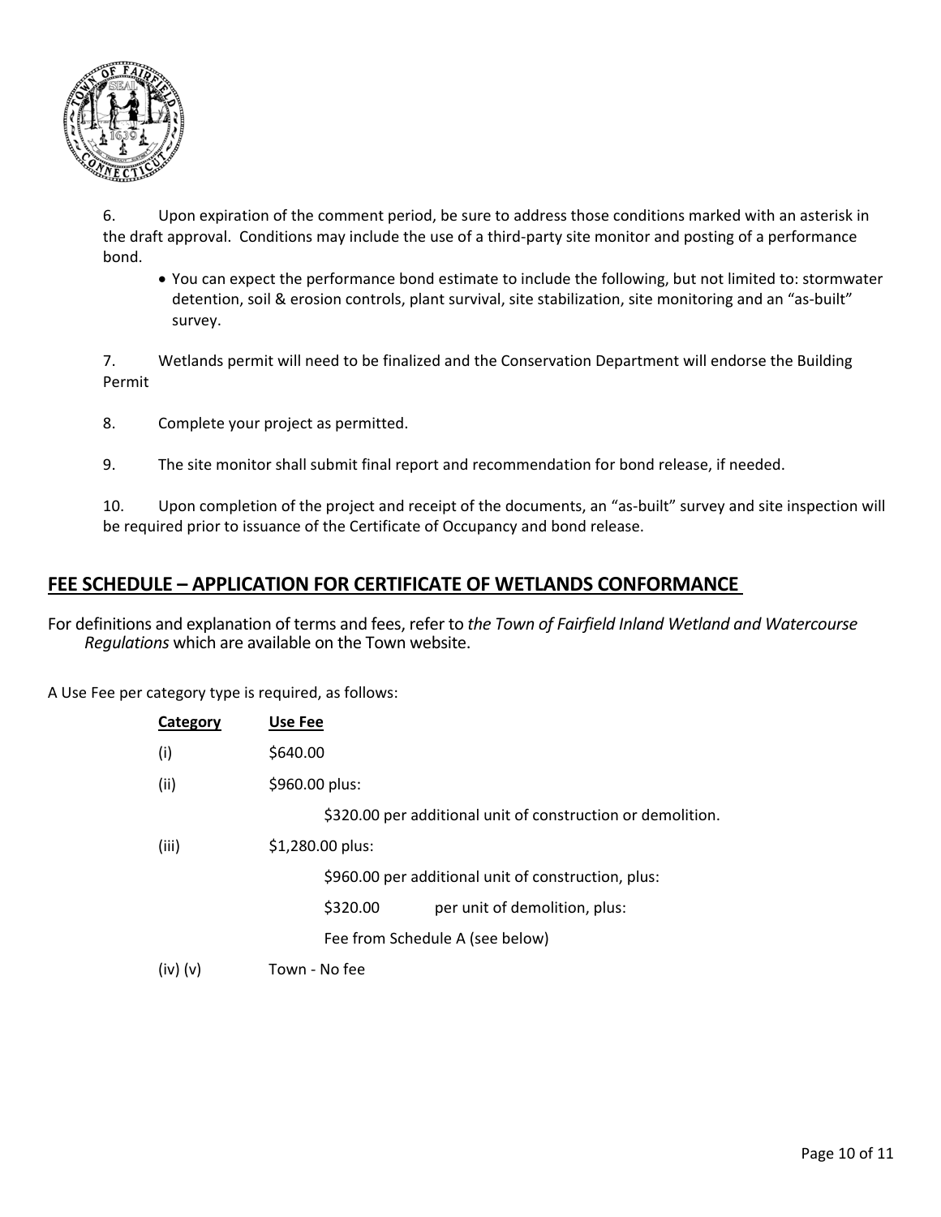6. Upon expiration of the comment period, be sure to address those conditions marked with an asterisk in the draft approval. Conditions may include the use of a third-party site monitor and posting of a performance bond.

- You can expect the performance bond estimate to include the following, but not limited to: stormwater detention, soil & erosion controls, plant survival, site stabilization, site monitoring and an "as-built" survey.

7. Wetlands permit will need to be finalized and the Conservation Department will endorse the Building Permit

8. Complete your project as permitted.

9. The site monitor shall submit final report and recommendation for bond release, if needed.

10. Upon completion of the project and receipt of the documents, an "as-built" survey and site inspection will be required prior to issuance of the Certificate of Occupancy and bond release.

## FEE SCHEDULE – APPLICATION FOR CERTIFICATE OF WETLANDS CONFORMANCE

For definitions and explanation of terms and fees, refer to *the Town of Fairfield Inland Wetland and Watercourse Regulations* which are available on the Town website.

A Use Fee per category type is required, as follows:

| Category | Use Fee |
|---|---|
| (i) | $640.00 |
| (ii) | $960.00 plus:<br>$320.00 per additional unit of construction or demolition. |
| (iii) | $1,280.00 plus:<br>$960.00 per additional unit of construction, plus:<br>$320.00 per unit of demolition, plus:<br>Fee from Schedule A (see below) |
| (iv) (v) | Town - No fee |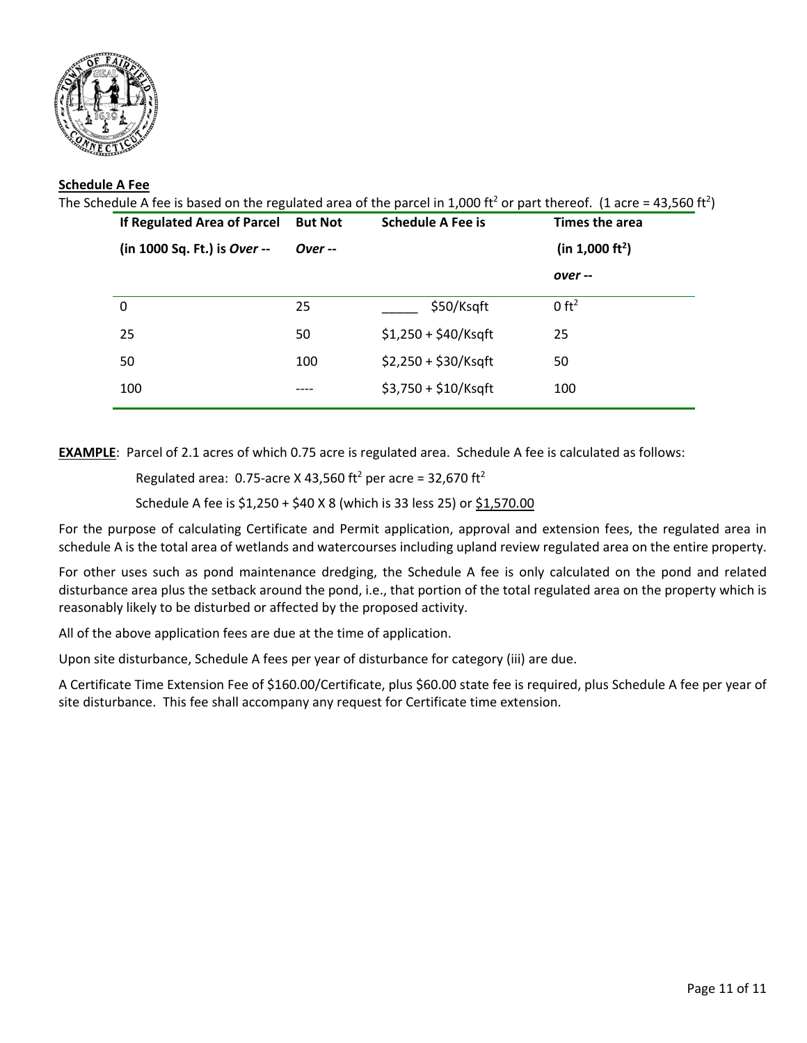**Schedule A Fee**

The Schedule A fee is based on the regulated area of the parcel in 1,000 $ft^2$ or part thereof. (1 acre = 43,560 $ft^2$)

| If Regulated Area of Parcel (in 1000 Sq. Ft.) is *Over* -- | But Not *Over* -- | Schedule A Fee is | Times the area (in 1,000 $ft^2$) *over* -- |
|---|---|---|---|
| 0 | 25 | _____ $50/Ksqft | 0 $ft^2$ |
| 25 | 50 | $1,250 + $40/Ksqft | 25 |
| 50 | 100 | $2,250 + $30/Ksqft | 50 |
| 100 | ---- | $3,750 + $10/Ksqft | 100 |

**EXAMPLE**: Parcel of 2.1 acres of which 0.75 acre is regulated area. Schedule A fee is calculated as follows:

Regulated area: 0.75-acre X 43,560 $ft^2$ per acre = 32,670 $ft^2$

Schedule A fee is $1,250 + $40 X 8 (which is 33 less 25) or $1,570.00

For the purpose of calculating Certificate and Permit application, approval and extension fees, the regulated area in schedule A is the total area of wetlands and watercourses including upland review regulated area on the entire property.

For other uses such as pond maintenance dredging, the Schedule A fee is only calculated on the pond and related disturbance area plus the setback around the pond, i.e., that portion of the total regulated area on the property which is reasonably likely to be disturbed or affected by the proposed activity.

All of the above application fees are due at the time of application.

Upon site disturbance, Schedule A fees per year of disturbance for category (iii) are due.

A Certificate Time Extension Fee of $160.00/Certificate, plus $60.00 state fee is required, plus Schedule A fee per year of site disturbance. This fee shall accompany any request for Certificate time extension.